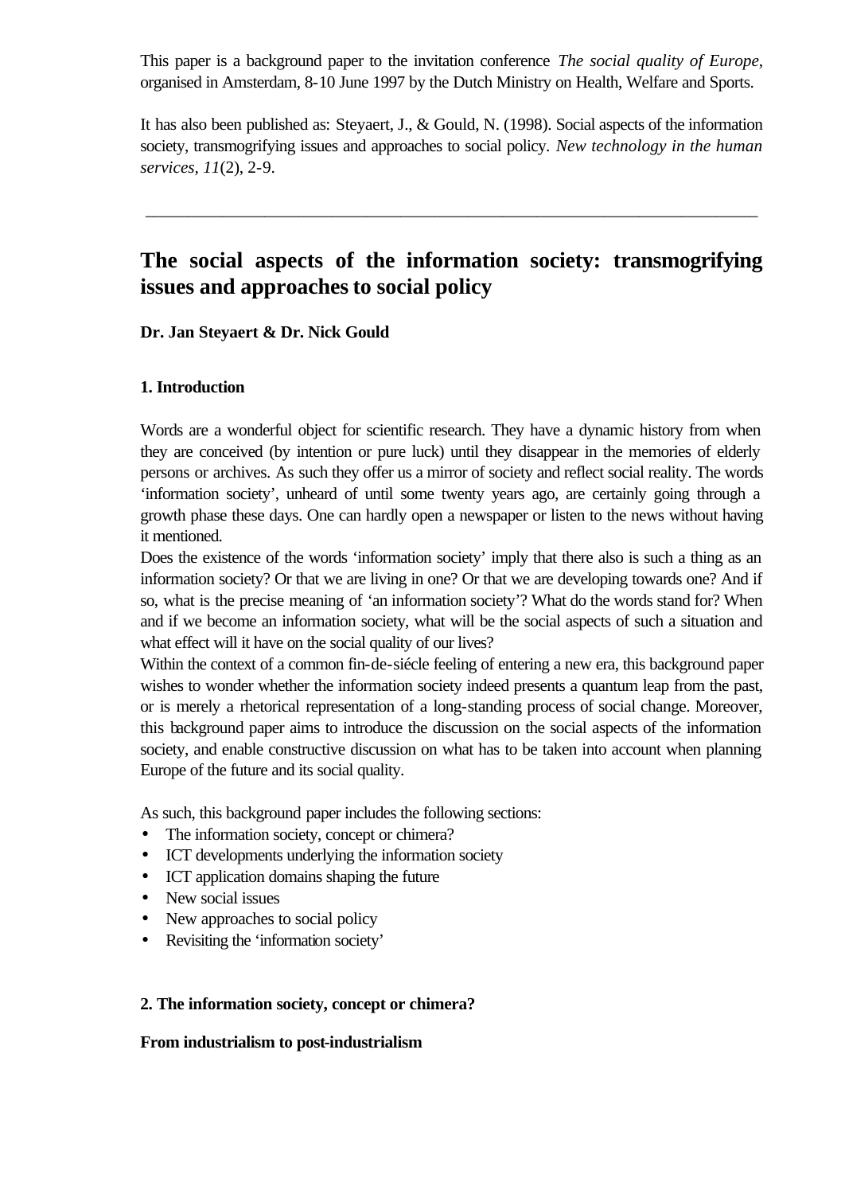This paper is a background paper to the invitation conference *The social quality of Europe*, organised in Amsterdam, 8-10 June 1997 by the Dutch Ministry on Health, Welfare and Sports.

It has also been published as: Steyaert, J., & Gould, N. (1998). Social aspects of the information society, transmogrifying issues and approaches to social policy. *New technology in the human services, 11*(2), 2-9.

---

# The social aspects of the information society: transmogrifying issues and approaches to social policy

**Dr. Jan Steyaert & Dr. Nick Gould**

## 1. Introduction

Words are a wonderful object for scientific research. They have a dynamic history from when they are conceived (by intention or pure luck) until they disappear in the memories of elderly persons or archives. As such they offer us a mirror of society and reflect social reality. The words 'information society', unheard of until some twenty years ago, are certainly going through a growth phase these days. One can hardly open a newspaper or listen to the news without having it mentioned.

Does the existence of the words 'information society' imply that there also is such a thing as an information society? Or that we are living in one? Or that we are developing towards one? And if so, what is the precise meaning of 'an information society'? What do the words stand for? When and if we become an information society, what will be the social aspects of such a situation and what effect will it have on the social quality of our lives?

Within the context of a common fin-de-siécle feeling of entering a new era, this background paper wishes to wonder whether the information society indeed presents a quantum leap from the past, or is merely a rhetorical representation of a long-standing process of social change. Moreover, this background paper aims to introduce the discussion on the social aspects of the information society, and enable constructive discussion on what has to be taken into account when planning Europe of the future and its social quality.

As such, this background paper includes the following sections:

- The information society, concept or chimera?
- ICT developments underlying the information society
- ICT application domains shaping the future
- New social issues
- New approaches to social policy
- Revisiting the 'information society'

## 2. The information society, concept or chimera?

### From industrialism to post-industrialism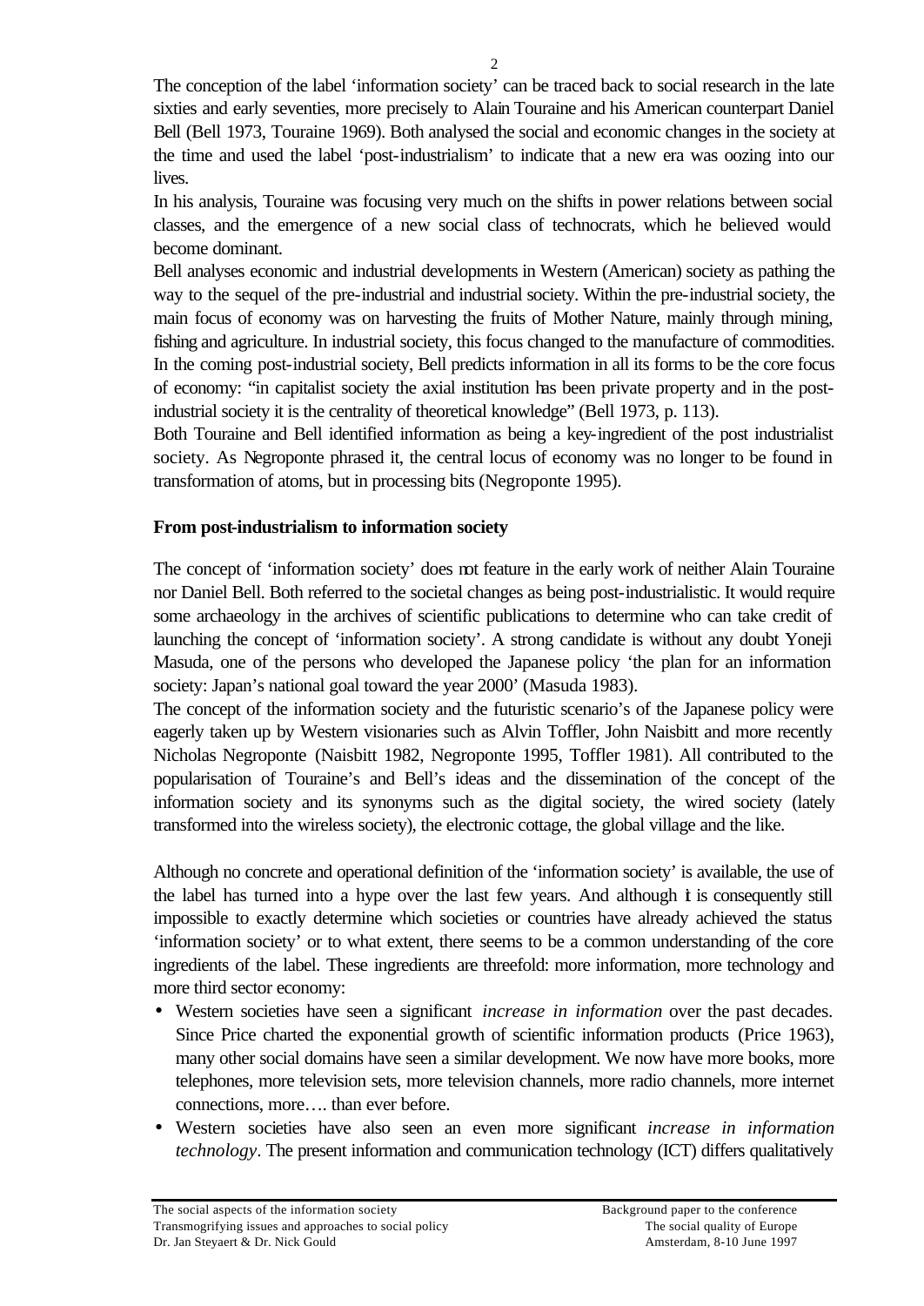The conception of the label 'information society' can be traced back to social research in the late sixties and early seventies, more precisely to Alain Touraine and his American counterpart Daniel Bell (Bell 1973, Touraine 1969). Both analysed the social and economic changes in the society at the time and used the label 'post-industrialism' to indicate that a new era was oozing into our lives.

In his analysis, Touraine was focusing very much on the shifts in power relations between social classes, and the emergence of a new social class of technocrats, which he believed would become dominant.

Bell analyses economic and industrial developments in Western (American) society as pathing the way to the sequel of the pre-industrial and industrial society. Within the pre-industrial society, the main focus of economy was on harvesting the fruits of Mother Nature, mainly through mining, fishing and agriculture. In industrial society, this focus changed to the manufacture of commodities. In the coming post-industrial society, Bell predicts information in all its forms to be the core focus of economy: "in capitalist society the axial institution has been private property and in the post-industrial society it is the centrality of theoretical knowledge" (Bell 1973, p. 113).

Both Touraine and Bell identified information as being a key-ingredient of the post industrialist society. As Negroponte phrased it, the central locus of economy was no longer to be found in transformation of atoms, but in processing bits (Negroponte 1995).

**From post-industrialism to information society**

The concept of 'information society' does not feature in the early work of neither Alain Touraine nor Daniel Bell. Both referred to the societal changes as being post-industrialistic. It would require some archaeology in the archives of scientific publications to determine who can take credit of launching the concept of 'information society'. A strong candidate is without any doubt Yoneji Masuda, one of the persons who developed the Japanese policy 'the plan for an information society: Japan's national goal toward the year 2000' (Masuda 1983).

The concept of the information society and the futuristic scenario's of the Japanese policy were eagerly taken up by Western visionaries such as Alvin Toffler, John Naisbitt and more recently Nicholas Negroponte (Naisbitt 1982, Negroponte 1995, Toffler 1981). All contributed to the popularisation of Touraine's and Bell's ideas and the dissemination of the concept of the information society and its synonyms such as the digital society, the wired society (lately transformed into the wireless society), the electronic cottage, the global village and the like.

Although no concrete and operational definition of the 'information society' is available, the use of the label has turned into a hype over the last few years. And although it is consequently still impossible to exactly determine which societies or countries have already achieved the status 'information society' or to what extent, there seems to be a common understanding of the core ingredients of the label. These ingredients are threefold: more information, more technology and more third sector economy:

- Western societies have seen a significant *increase in information* over the past decades. Since Price charted the exponential growth of scientific information products (Price 1963), many other social domains have seen a similar development. We now have more books, more telephones, more television sets, more television channels, more radio channels, more internet connections, more…. than ever before.
- Western societies have also seen an even more significant *increase in information technology*. The present information and communication technology (ICT) differs qualitatively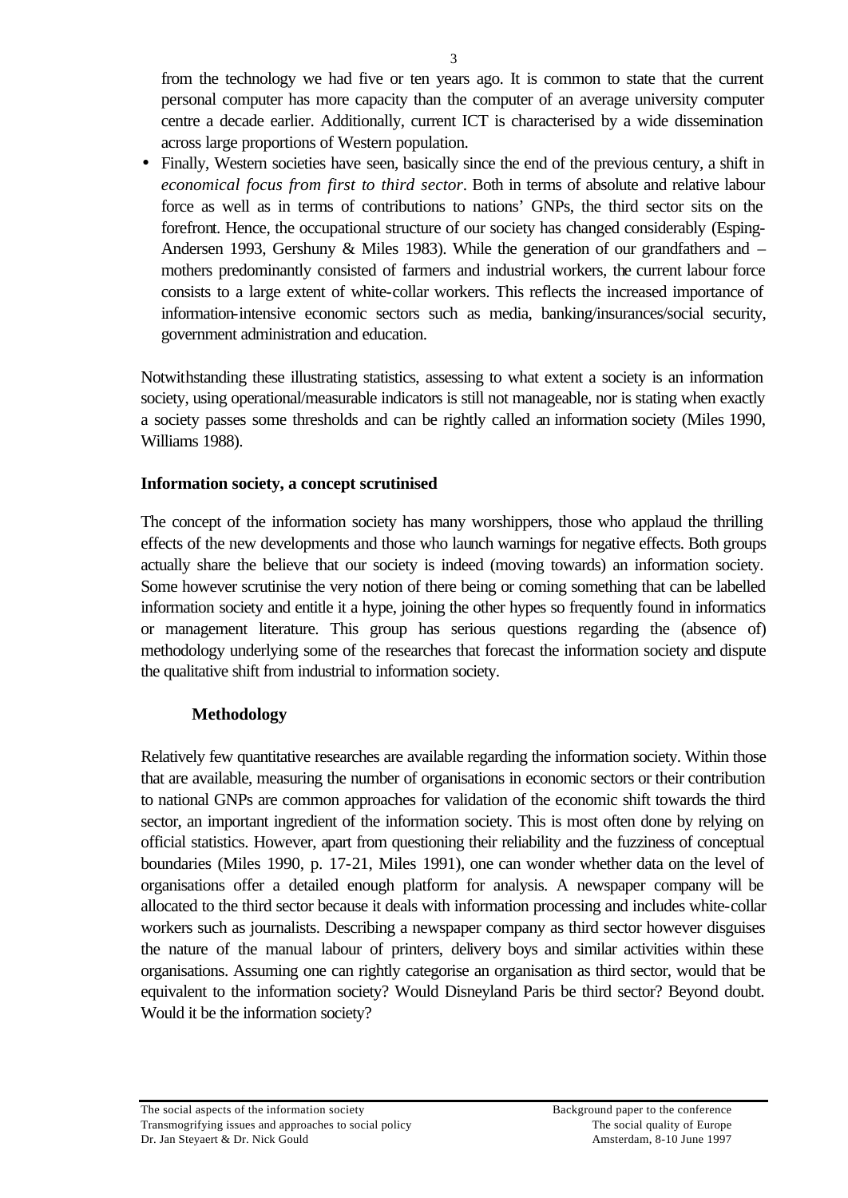from the technology we had five or ten years ago. It is common to state that the current personal computer has more capacity than the computer of an average university computer centre a decade earlier. Additionally, current ICT is characterised by a wide dissemination across large proportions of Western population.

- Finally, Western societies have seen, basically since the end of the previous century, a shift in *economical focus from first to third sector*. Both in terms of absolute and relative labour force as well as in terms of contributions to nations' GNPs, the third sector sits on the forefront. Hence, the occupational structure of our society has changed considerably (Esping-Andersen 1993, Gershuny & Miles 1983). While the generation of our grandfathers and – mothers predominantly consisted of farmers and industrial workers, the current labour force consists to a large extent of white-collar workers. This reflects the increased importance of information-intensive economic sectors such as media, banking/insurances/social security, government administration and education.

Notwithstanding these illustrating statistics, assessing to what extent a society is an information society, using operational/measurable indicators is still not manageable, nor is stating when exactly a society passes some thresholds and can be rightly called an information society (Miles 1990, Williams 1988).

## Information society, a concept scrutinised

The concept of the information society has many worshippers, those who applaud the thrilling effects of the new developments and those who launch warnings for negative effects. Both groups actually share the believe that our society is indeed (moving towards) an information society. Some however scrutinise the very notion of there being or coming something that can be labelled information society and entitle it a hype, joining the other hypes so frequently found in informatics or management literature. This group has serious questions regarding the (absence of) methodology underlying some of the researches that forecast the information society and dispute the qualitative shift from industrial to information society.

### Methodology

Relatively few quantitative researches are available regarding the information society. Within those that are available, measuring the number of organisations in economic sectors or their contribution to national GNPs are common approaches for validation of the economic shift towards the third sector, an important ingredient of the information society. This is most often done by relying on official statistics. However, apart from questioning their reliability and the fuzziness of conceptual boundaries (Miles 1990, p. 17-21, Miles 1991), one can wonder whether data on the level of organisations offer a detailed enough platform for analysis. A newspaper company will be allocated to the third sector because it deals with information processing and includes white-collar workers such as journalists. Describing a newspaper company as third sector however disguises the nature of the manual labour of printers, delivery boys and similar activities within these organisations. Assuming one can rightly categorise an organisation as third sector, would that be equivalent to the information society? Would Disneyland Paris be third sector? Beyond doubt. Would it be the information society?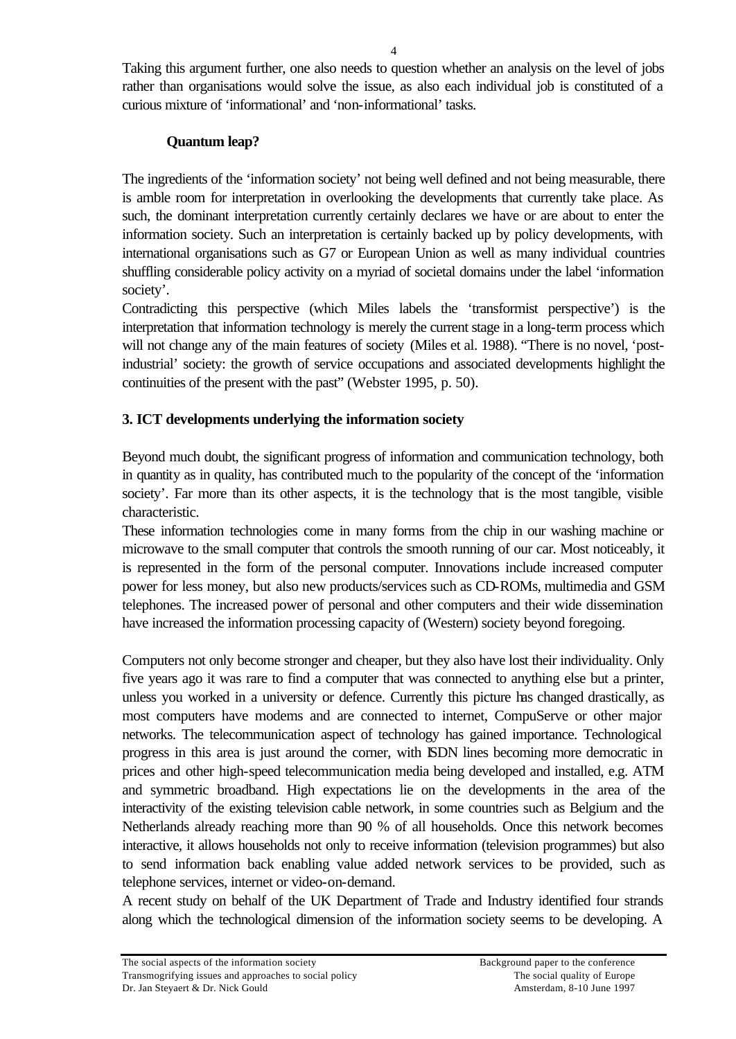Taking this argument further, one also needs to question whether an analysis on the level of jobs rather than organisations would solve the issue, as also each individual job is constituted of a curious mixture of 'informational' and 'non-informational' tasks.

### Quantum leap?

The ingredients of the 'information society' not being well defined and not being measurable, there is amble room for interpretation in overlooking the developments that currently take place. As such, the dominant interpretation currently certainly declares we have or are about to enter the information society. Such an interpretation is certainly backed up by policy developments, with international organisations such as G7 or European Union as well as many individual countries shuffling considerable policy activity on a myriad of societal domains under the label 'information society'.

Contradicting this perspective (which Miles labels the 'transformist perspective') is the interpretation that information technology is merely the current stage in a long-term process which will not change any of the main features of society (Miles et al. 1988). "There is no novel, 'post-industrial' society: the growth of service occupations and associated developments highlight the continuities of the present with the past" (Webster 1995, p. 50).

## 3. ICT developments underlying the information society

Beyond much doubt, the significant progress of information and communication technology, both in quantity as in quality, has contributed much to the popularity of the concept of the 'information society'. Far more than its other aspects, it is the technology that is the most tangible, visible characteristic.

These information technologies come in many forms from the chip in our washing machine or microwave to the small computer that controls the smooth running of our car. Most noticeably, it is represented in the form of the personal computer. Innovations include increased computer power for less money, but also new products/services such as CD-ROMs, multimedia and GSM telephones. The increased power of personal and other computers and their wide dissemination have increased the information processing capacity of (Western) society beyond foregoing.

Computers not only become stronger and cheaper, but they also have lost their individuality. Only five years ago it was rare to find a computer that was connected to anything else but a printer, unless you worked in a university or defence. Currently this picture has changed drastically, as most computers have modems and are connected to internet, CompuServe or other major networks. The telecommunication aspect of technology has gained importance. Technological progress in this area is just around the corner, with ISDN lines becoming more democratic in prices and other high-speed telecommunication media being developed and installed, e.g. ATM and symmetric broadband. High expectations lie on the developments in the area of the interactivity of the existing television cable network, in some countries such as Belgium and the Netherlands already reaching more than 90 % of all households. Once this network becomes interactive, it allows households not only to receive information (television programmes) but also to send information back enabling value added network services to be provided, such as telephone services, internet or video-on-demand.

A recent study on behalf of the UK Department of Trade and Industry identified four strands along which the technological dimension of the information society seems to be developing. A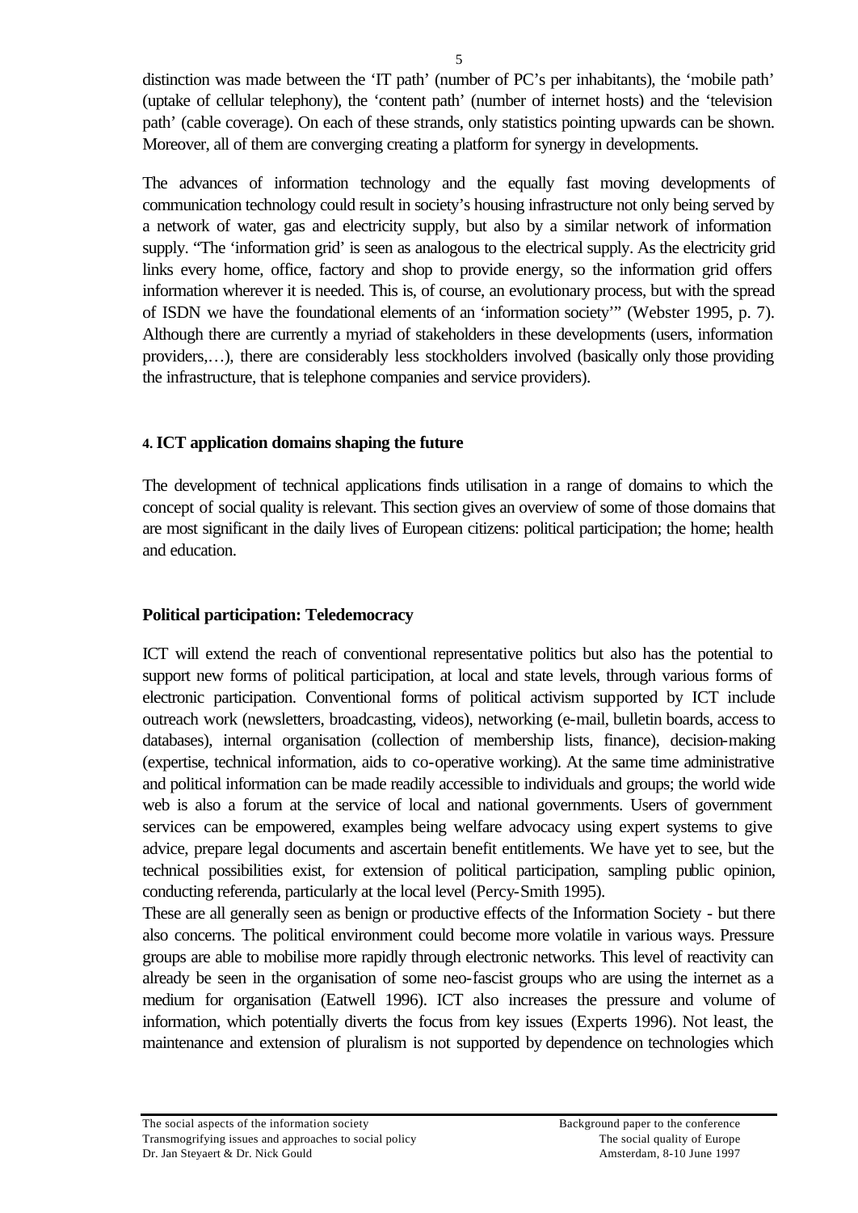distinction was made between the 'IT path' (number of PC's per inhabitants), the 'mobile path' (uptake of cellular telephony), the 'content path' (number of internet hosts) and the 'television path' (cable coverage). On each of these strands, only statistics pointing upwards can be shown. Moreover, all of them are converging creating a platform for synergy in developments.

The advances of information technology and the equally fast moving developments of communication technology could result in society's housing infrastructure not only being served by a network of water, gas and electricity supply, but also by a similar network of information supply. "The 'information grid' is seen as analogous to the electrical supply. As the electricity grid links every home, office, factory and shop to provide energy, so the information grid offers information wherever it is needed. This is, of course, an evolutionary process, but with the spread of ISDN we have the foundational elements of an 'information society'" (Webster 1995, p. 7). Although there are currently a myriad of stakeholders in these developments (users, information providers,…), there are considerably less stockholders involved (basically only those providing the infrastructure, that is telephone companies and service providers).

## 4. ICT application domains shaping the future

The development of technical applications finds utilisation in a range of domains to which the concept of social quality is relevant. This section gives an overview of some of those domains that are most significant in the daily lives of European citizens: political participation; the home; health and education.

### Political participation: Teledemocracy

ICT will extend the reach of conventional representative politics but also has the potential to support new forms of political participation, at local and state levels, through various forms of electronic participation. Conventional forms of political activism supported by ICT include outreach work (newsletters, broadcasting, videos), networking (e-mail, bulletin boards, access to databases), internal organisation (collection of membership lists, finance), decision-making (expertise, technical information, aids to co-operative working). At the same time administrative and political information can be made readily accessible to individuals and groups; the world wide web is also a forum at the service of local and national governments. Users of government services can be empowered, examples being welfare advocacy using expert systems to give advice, prepare legal documents and ascertain benefit entitlements. We have yet to see, but the technical possibilities exist, for extension of political participation, sampling public opinion, conducting referenda, particularly at the local level (Percy-Smith 1995).
These are all generally seen as benign or productive effects of the Information Society - but there also concerns. The political environment could become more volatile in various ways. Pressure groups are able to mobilise more rapidly through electronic networks. This level of reactivity can already be seen in the organisation of some neo-fascist groups who are using the internet as a medium for organisation (Eatwell 1996). ICT also increases the pressure and volume of information, which potentially diverts the focus from key issues (Experts 1996). Not least, the maintenance and extension of pluralism is not supported by dependence on technologies which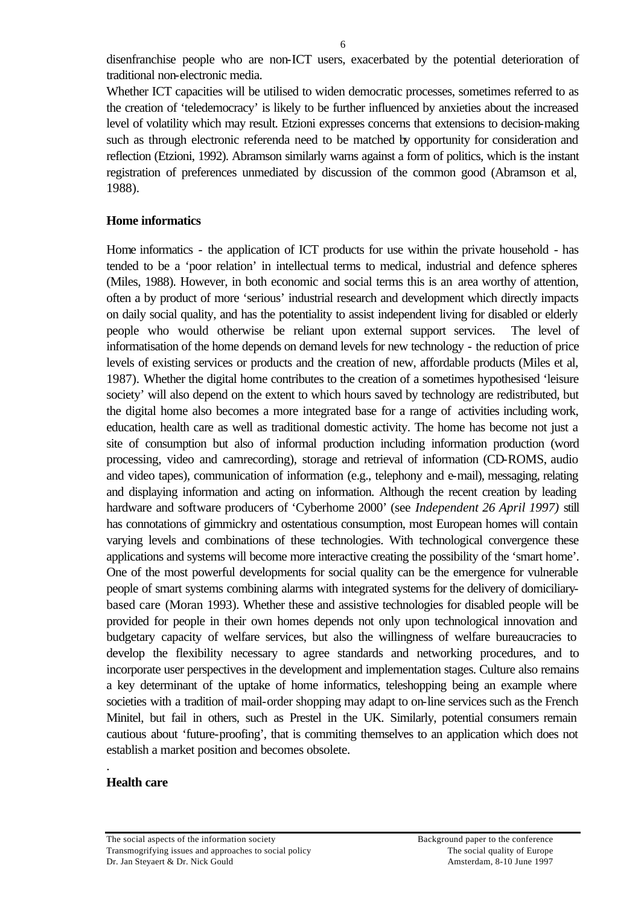disenfranchise people who are non-ICT users, exacerbated by the potential deterioration of traditional non-electronic media.

Whether ICT capacities will be utilised to widen democratic processes, sometimes referred to as the creation of 'teledemocracy' is likely to be further influenced by anxieties about the increased level of volatility which may result. Etzioni expresses concerns that extensions to decision-making such as through electronic referenda need to be matched by opportunity for consideration and reflection (Etzioni, 1992). Abramson similarly warns against a form of politics, which is the instant registration of preferences unmediated by discussion of the common good (Abramson et al, 1988).

**Home informatics**

Home informatics - the application of ICT products for use within the private household - has tended to be a 'poor relation' in intellectual terms to medical, industrial and defence spheres (Miles, 1988). However, in both economic and social terms this is an area worthy of attention, often a by product of more 'serious' industrial research and development which directly impacts on daily social quality, and has the potentiality to assist independent living for disabled or elderly people who would otherwise be reliant upon external support services. The level of informatisation of the home depends on demand levels for new technology - the reduction of price levels of existing services or products and the creation of new, affordable products (Miles et al, 1987). Whether the digital home contributes to the creation of a sometimes hypothesised 'leisure society' will also depend on the extent to which hours saved by technology are redistributed, but the digital home also becomes a more integrated base for a range of activities including work, education, health care as well as traditional domestic activity. The home has become not just a site of consumption but also of informal production including information production (word processing, video and camrecording), storage and retrieval of information (CD-ROMS, audio and video tapes), communication of information (e.g., telephony and e-mail), messaging, relating and displaying information and acting on information. Although the recent creation by leading hardware and software producers of 'Cyberhome 2000' (see *Independent 26 April 1997)* still has connotations of gimmickry and ostentatious consumption, most European homes will contain varying levels and combinations of these technologies. With technological convergence these applications and systems will become more interactive creating the possibility of the 'smart home'. One of the most powerful developments for social quality can be the emergence for vulnerable people of smart systems combining alarms with integrated systems for the delivery of domiciliary-based care (Moran 1993). Whether these and assistive technologies for disabled people will be provided for people in their own homes depends not only upon technological innovation and budgetary capacity of welfare services, but also the willingness of welfare bureaucracies to develop the flexibility necessary to agree standards and networking procedures, and to incorporate user perspectives in the development and implementation stages. Culture also remains a key determinant of the uptake of home informatics, teleshopping being an example where societies with a tradition of mail-order shopping may adapt to on-line services such as the French Minitel, but fail in others, such as Prestel in the UK. Similarly, potential consumers remain cautious about 'future-proofing', that is commiting themselves to an application which does not establish a market position and becomes obsolete.

.

**Health care**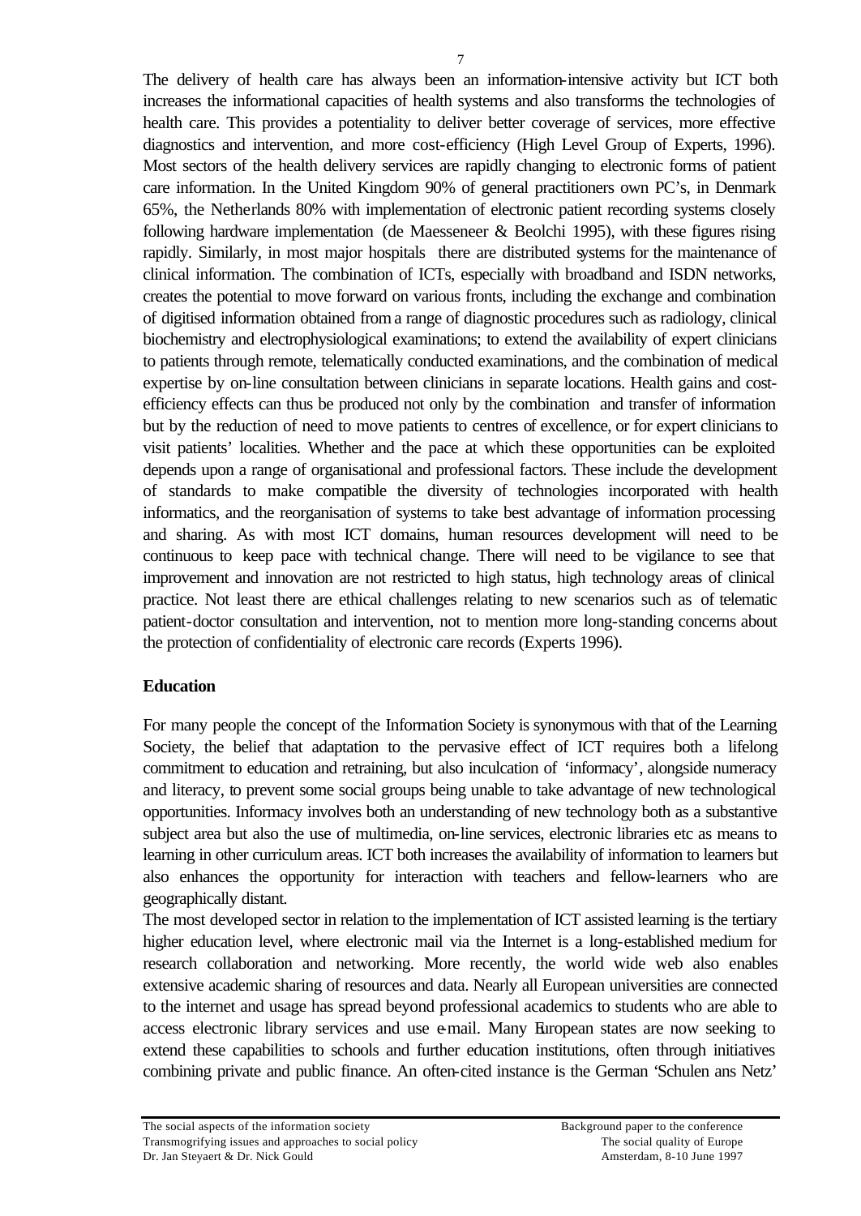The delivery of health care has always been an information-intensive activity but ICT both increases the informational capacities of health systems and also transforms the technologies of health care. This provides a potentiality to deliver better coverage of services, more effective diagnostics and intervention, and more cost-efficiency (High Level Group of Experts, 1996). Most sectors of the health delivery services are rapidly changing to electronic forms of patient care information. In the United Kingdom 90% of general practitioners own PC's, in Denmark 65%, the Netherlands 80% with implementation of electronic patient recording systems closely following hardware implementation (de Maesseneer & Beolchi 1995), with these figures rising rapidly. Similarly, in most major hospitals there are distributed systems for the maintenance of clinical information. The combination of ICTs, especially with broadband and ISDN networks, creates the potential to move forward on various fronts, including the exchange and combination of digitised information obtained from a range of diagnostic procedures such as radiology, clinical biochemistry and electrophysiological examinations; to extend the availability of expert clinicians to patients through remote, telematically conducted examinations, and the combination of medical expertise by on-line consultation between clinicians in separate locations. Health gains and cost-efficiency effects can thus be produced not only by the combination and transfer of information but by the reduction of need to move patients to centres of excellence, or for expert clinicians to visit patients' localities. Whether and the pace at which these opportunities can be exploited depends upon a range of organisational and professional factors. These include the development of standards to make compatible the diversity of technologies incorporated with health informatics, and the reorganisation of systems to take best advantage of information processing and sharing. As with most ICT domains, human resources development will need to be continuous to keep pace with technical change. There will need to be vigilance to see that improvement and innovation are not restricted to high status, high technology areas of clinical practice. Not least there are ethical challenges relating to new scenarios such as of telematic patient-doctor consultation and intervention, not to mention more long-standing concerns about the protection of confidentiality of electronic care records (Experts 1996).

**Education**

For many people the concept of the Information Society is synonymous with that of the Learning Society, the belief that adaptation to the pervasive effect of ICT requires both a lifelong commitment to education and retraining, but also inculcation of 'informacy', alongside numeracy and literacy, to prevent some social groups being unable to take advantage of new technological opportunities. Informacy involves both an understanding of new technology both as a substantive subject area but also the use of multimedia, on-line services, electronic libraries etc as means to learning in other curriculum areas. ICT both increases the availability of information to learners but also enhances the opportunity for interaction with teachers and fellow-learners who are geographically distant.

The most developed sector in relation to the implementation of ICT assisted learning is the tertiary higher education level, where electronic mail via the Internet is a long-established medium for research collaboration and networking. More recently, the world wide web also enables extensive academic sharing of resources and data. Nearly all European universities are connected to the internet and usage has spread beyond professional academics to students who are able to access electronic library services and use e-mail. Many European states are now seeking to extend these capabilities to schools and further education institutions, often through initiatives combining private and public finance. An often-cited instance is the German 'Schulen ans Netz'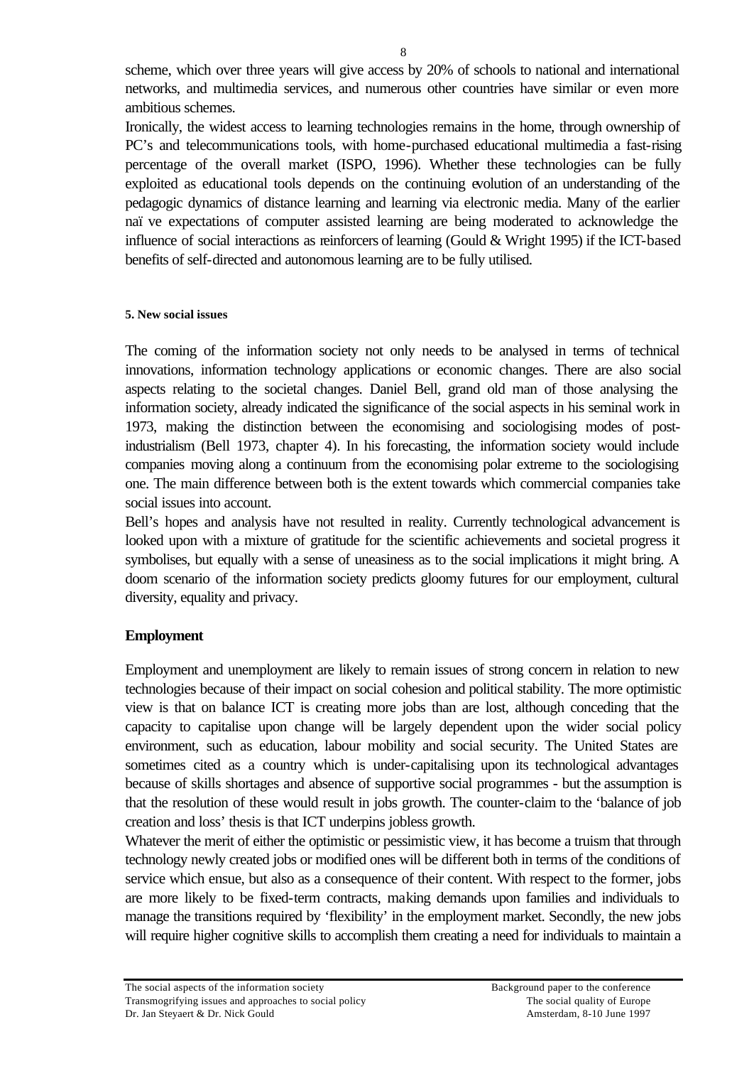scheme, which over three years will give access by 20% of schools to national and international networks, and multimedia services, and numerous other countries have similar or even more ambitious schemes.

Ironically, the widest access to learning technologies remains in the home, through ownership of PC's and telecommunications tools, with home-purchased educational multimedia a fast-rising percentage of the overall market (ISPO, 1996). Whether these technologies can be fully exploited as educational tools depends on the continuing evolution of an understanding of the pedagogic dynamics of distance learning and learning via electronic media. Many of the earlier naïve expectations of computer assisted learning are being moderated to acknowledge the influence of social interactions as reinforcers of learning (Gould & Wright 1995) if the ICT-based benefits of self-directed and autonomous learning are to be fully utilised.

#### 5. New social issues

The coming of the information society not only needs to be analysed in terms of technical innovations, information technology applications or economic changes. There are also social aspects relating to the societal changes. Daniel Bell, grand old man of those analysing the information society, already indicated the significance of the social aspects in his seminal work in 1973, making the distinction between the economising and sociologising modes of post-industrialism (Bell 1973, chapter 4). In his forecasting, the information society would include companies moving along a continuum from the economising polar extreme to the sociologising one. The main difference between both is the extent towards which commercial companies take social issues into account.

Bell's hopes and analysis have not resulted in reality. Currently technological advancement is looked upon with a mixture of gratitude for the scientific achievements and societal progress it symbolises, but equally with a sense of uneasiness as to the social implications it might bring. A doom scenario of the information society predicts gloomy futures for our employment, cultural diversity, equality and privacy.

### Employment

Employment and unemployment are likely to remain issues of strong concern in relation to new technologies because of their impact on social cohesion and political stability. The more optimistic view is that on balance ICT is creating more jobs than are lost, although conceding that the capacity to capitalise upon change will be largely dependent upon the wider social policy environment, such as education, labour mobility and social security. The United States are sometimes cited as a country which is under-capitalising upon its technological advantages because of skills shortages and absence of supportive social programmes - but the assumption is that the resolution of these would result in jobs growth. The counter-claim to the 'balance of job creation and loss' thesis is that ICT underpins jobless growth.

Whatever the merit of either the optimistic or pessimistic view, it has become a truism that through technology newly created jobs or modified ones will be different both in terms of the conditions of service which ensue, but also as a consequence of their content. With respect to the former, jobs are more likely to be fixed-term contracts, making demands upon families and individuals to manage the transitions required by 'flexibility' in the employment market. Secondly, the new jobs will require higher cognitive skills to accomplish them creating a need for individuals to maintain a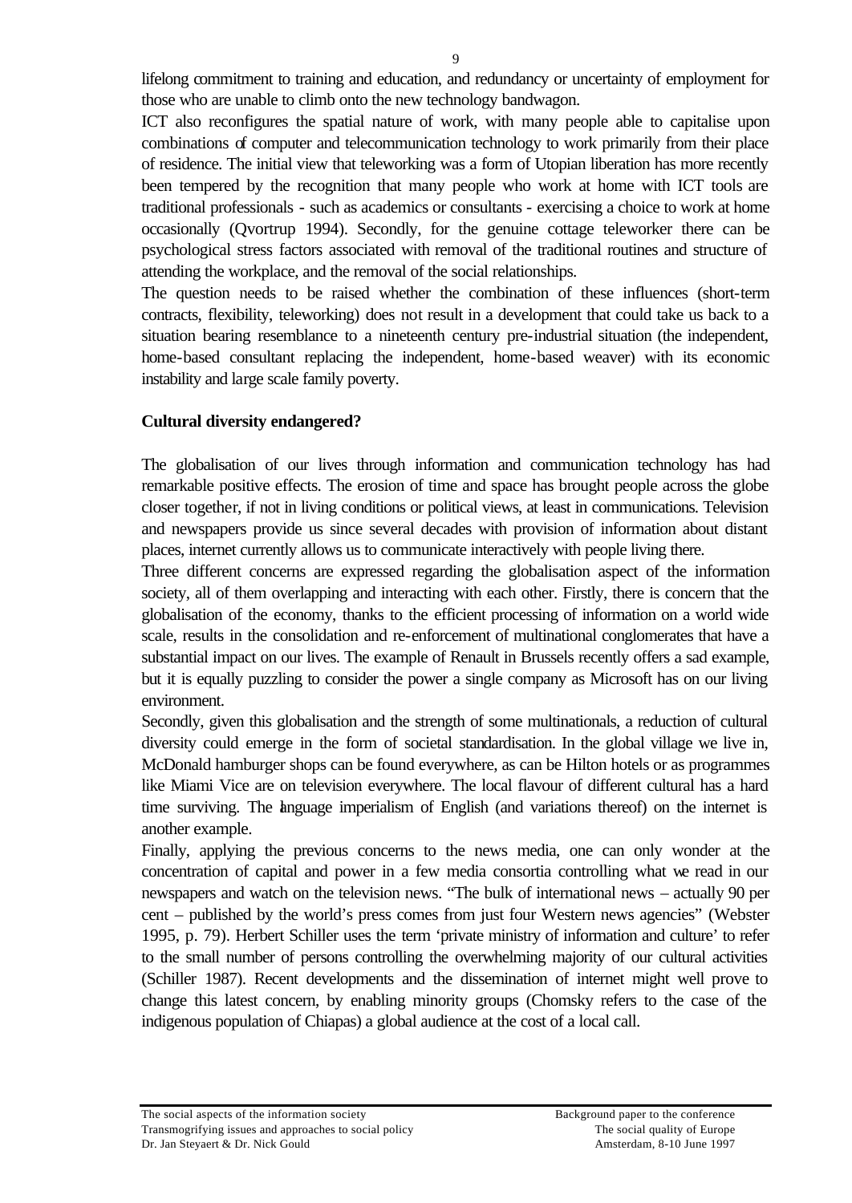lifelong commitment to training and education, and redundancy or uncertainty of employment for those who are unable to climb onto the new technology bandwagon.

ICT also reconfigures the spatial nature of work, with many people able to capitalise upon combinations of computer and telecommunication technology to work primarily from their place of residence. The initial view that teleworking was a form of Utopian liberation has more recently been tempered by the recognition that many people who work at home with ICT tools are traditional professionals - such as academics or consultants - exercising a choice to work at home occasionally (Qvortrup 1994). Secondly, for the genuine cottage teleworker there can be psychological stress factors associated with removal of the traditional routines and structure of attending the workplace, and the removal of the social relationships.

The question needs to be raised whether the combination of these influences (short-term contracts, flexibility, teleworking) does not result in a development that could take us back to a situation bearing resemblance to a nineteenth century pre-industrial situation (the independent, home-based consultant replacing the independent, home-based weaver) with its economic instability and large scale family poverty.

**Cultural diversity endangered?**

The globalisation of our lives through information and communication technology has had remarkable positive effects. The erosion of time and space has brought people across the globe closer together, if not in living conditions or political views, at least in communications. Television and newspapers provide us since several decades with provision of information about distant places, internet currently allows us to communicate interactively with people living there.

Three different concerns are expressed regarding the globalisation aspect of the information society, all of them overlapping and interacting with each other. Firstly, there is concern that the globalisation of the economy, thanks to the efficient processing of information on a world wide scale, results in the consolidation and re-enforcement of multinational conglomerates that have a substantial impact on our lives. The example of Renault in Brussels recently offers a sad example, but it is equally puzzling to consider the power a single company as Microsoft has on our living environment.

Secondly, given this globalisation and the strength of some multinationals, a reduction of cultural diversity could emerge in the form of societal standardisation. In the global village we live in, McDonald hamburger shops can be found everywhere, as can be Hilton hotels or as programmes like Miami Vice are on television everywhere. The local flavour of different cultural has a hard time surviving. The language imperialism of English (and variations thereof) on the internet is another example.

Finally, applying the previous concerns to the news media, one can only wonder at the concentration of capital and power in a few media consortia controlling what we read in our newspapers and watch on the television news. "The bulk of international news – actually 90 per cent – published by the world's press comes from just four Western news agencies" (Webster 1995, p. 79). Herbert Schiller uses the term 'private ministry of information and culture' to refer to the small number of persons controlling the overwhelming majority of our cultural activities (Schiller 1987). Recent developments and the dissemination of internet might well prove to change this latest concern, by enabling minority groups (Chomsky refers to the case of the indigenous population of Chiapas) a global audience at the cost of a local call.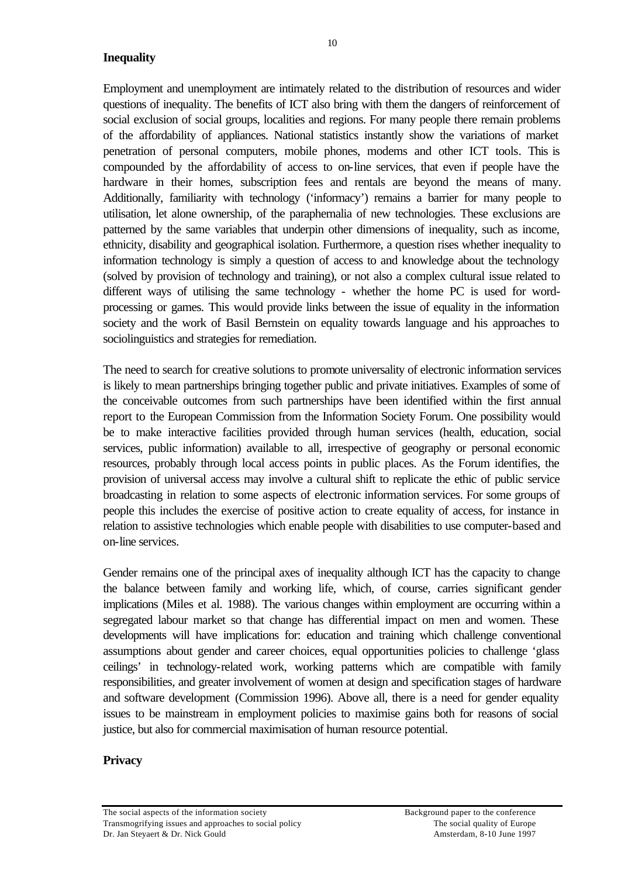**Inequality**

Employment and unemployment are intimately related to the distribution of resources and wider questions of inequality. The benefits of ICT also bring with them the dangers of reinforcement of social exclusion of social groups, localities and regions. For many people there remain problems of the affordability of appliances. National statistics instantly show the variations of market penetration of personal computers, mobile phones, modems and other ICT tools. This is compounded by the affordability of access to on-line services, that even if people have the hardware in their homes, subscription fees and rentals are beyond the means of many. Additionally, familiarity with technology ('informacy') remains a barrier for many people to utilisation, let alone ownership, of the paraphernalia of new technologies. These exclusions are patterned by the same variables that underpin other dimensions of inequality, such as income, ethnicity, disability and geographical isolation. Furthermore, a question rises whether inequality to information technology is simply a question of access to and knowledge about the technology (solved by provision of technology and training), or not also a complex cultural issue related to different ways of utilising the same technology - whether the home PC is used for word-processing or games. This would provide links between the issue of equality in the information society and the work of Basil Bernstein on equality towards language and his approaches to sociolinguistics and strategies for remediation.

The need to search for creative solutions to promote universality of electronic information services is likely to mean partnerships bringing together public and private initiatives. Examples of some of the conceivable outcomes from such partnerships have been identified within the first annual report to the European Commission from the Information Society Forum. One possibility would be to make interactive facilities provided through human services (health, education, social services, public information) available to all, irrespective of geography or personal economic resources, probably through local access points in public places. As the Forum identifies, the provision of universal access may involve a cultural shift to replicate the ethic of public service broadcasting in relation to some aspects of electronic information services. For some groups of people this includes the exercise of positive action to create equality of access, for instance in relation to assistive technologies which enable people with disabilities to use computer-based and on-line services.

Gender remains one of the principal axes of inequality although ICT has the capacity to change the balance between family and working life, which, of course, carries significant gender implications (Miles et al. 1988). The various changes within employment are occurring within a segregated labour market so that change has differential impact on men and women. These developments will have implications for: education and training which challenge conventional assumptions about gender and career choices, equal opportunities policies to challenge 'glass ceilings' in technology-related work, working patterns which are compatible with family responsibilities, and greater involvement of women at design and specification stages of hardware and software development (Commission 1996). Above all, there is a need for gender equality issues to be mainstream in employment policies to maximise gains both for reasons of social justice, but also for commercial maximisation of human resource potential.

**Privacy**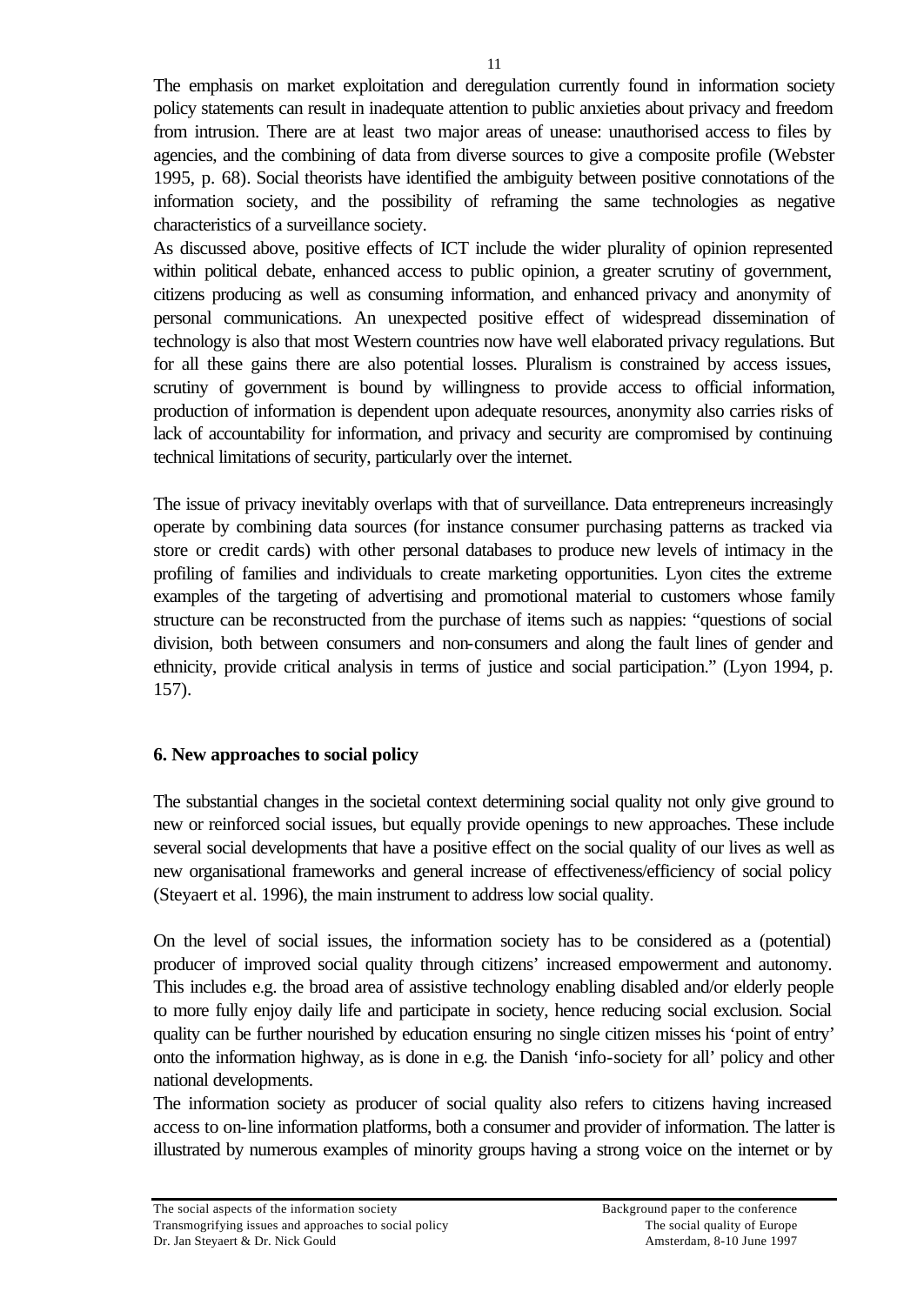The emphasis on market exploitation and deregulation currently found in information society policy statements can result in inadequate attention to public anxieties about privacy and freedom from intrusion. There are at least two major areas of unease: unauthorised access to files by agencies, and the combining of data from diverse sources to give a composite profile (Webster 1995, p. 68). Social theorists have identified the ambiguity between positive connotations of the information society, and the possibility of reframing the same technologies as negative characteristics of a surveillance society.

As discussed above, positive effects of ICT include the wider plurality of opinion represented within political debate, enhanced access to public opinion, a greater scrutiny of government, citizens producing as well as consuming information, and enhanced privacy and anonymity of personal communications. An unexpected positive effect of widespread dissemination of technology is also that most Western countries now have well elaborated privacy regulations. But for all these gains there are also potential losses. Pluralism is constrained by access issues, scrutiny of government is bound by willingness to provide access to official information, production of information is dependent upon adequate resources, anonymity also carries risks of lack of accountability for information, and privacy and security are compromised by continuing technical limitations of security, particularly over the internet.

The issue of privacy inevitably overlaps with that of surveillance. Data entrepreneurs increasingly operate by combining data sources (for instance consumer purchasing patterns as tracked via store or credit cards) with other personal databases to produce new levels of intimacy in the profiling of families and individuals to create marketing opportunities. Lyon cites the extreme examples of the targeting of advertising and promotional material to customers whose family structure can be reconstructed from the purchase of items such as nappies: "questions of social division, both between consumers and non-consumers and along the fault lines of gender and ethnicity, provide critical analysis in terms of justice and social participation." (Lyon 1994, p. 157).

## 6. New approaches to social policy

The substantial changes in the societal context determining social quality not only give ground to new or reinforced social issues, but equally provide openings to new approaches. These include several social developments that have a positive effect on the social quality of our lives as well as new organisational frameworks and general increase of effectiveness/efficiency of social policy (Steyaert et al. 1996), the main instrument to address low social quality.

On the level of social issues, the information society has to be considered as a (potential) producer of improved social quality through citizens' increased empowerment and autonomy. This includes e.g. the broad area of assistive technology enabling disabled and/or elderly people to more fully enjoy daily life and participate in society, hence reducing social exclusion. Social quality can be further nourished by education ensuring no single citizen misses his 'point of entry' onto the information highway, as is done in e.g. the Danish 'info-society for all' policy and other national developments.

The information society as producer of social quality also refers to citizens having increased access to on-line information platforms, both a consumer and provider of information. The latter is illustrated by numerous examples of minority groups having a strong voice on the internet or by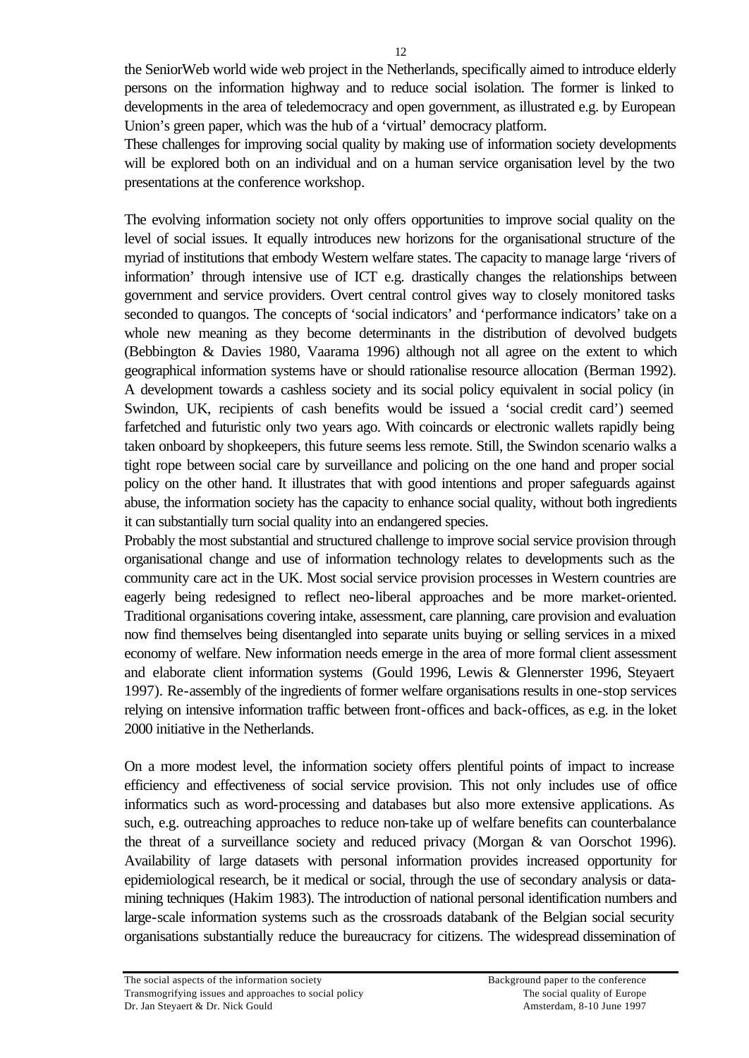the SeniorWeb world wide web project in the Netherlands, specifically aimed to introduce elderly persons on the information highway and to reduce social isolation. The former is linked to developments in the area of teledemocracy and open government, as illustrated e.g. by European Union's green paper, which was the hub of a 'virtual' democracy platform.

These challenges for improving social quality by making use of information society developments will be explored both on an individual and on a human service organisation level by the two presentations at the conference workshop.

The evolving information society not only offers opportunities to improve social quality on the level of social issues. It equally introduces new horizons for the organisational structure of the myriad of institutions that embody Western welfare states. The capacity to manage large 'rivers of information' through intensive use of ICT e.g. drastically changes the relationships between government and service providers. Overt central control gives way to closely monitored tasks seconded to quangos. The concepts of 'social indicators' and 'performance indicators' take on a whole new meaning as they become determinants in the distribution of devolved budgets (Bebbington & Davies 1980, Vaarama 1996) although not all agree on the extent to which geographical information systems have or should rationalise resource allocation (Berman 1992). A development towards a cashless society and its social policy equivalent in social policy (in Swindon, UK, recipients of cash benefits would be issued a 'social credit card') seemed farfetched and futuristic only two years ago. With coincards or electronic wallets rapidly being taken onboard by shopkeepers, this future seems less remote. Still, the Swindon scenario walks a tight rope between social care by surveillance and policing on the one hand and proper social policy on the other hand. It illustrates that with good intentions and proper safeguards against abuse, the information society has the capacity to enhance social quality, without both ingredients it can substantially turn social quality into an endangered species.

Probably the most substantial and structured challenge to improve social service provision through organisational change and use of information technology relates to developments such as the community care act in the UK. Most social service provision processes in Western countries are eagerly being redesigned to reflect neo-liberal approaches and be more market-oriented. Traditional organisations covering intake, assessment, care planning, care provision and evaluation now find themselves being disentangled into separate units buying or selling services in a mixed economy of welfare. New information needs emerge in the area of more formal client assessment and elaborate client information systems (Gould 1996, Lewis & Glennerster 1996, Steyaert 1997). Re-assembly of the ingredients of former welfare organisations results in one-stop services relying on intensive information traffic between front-offices and back-offices, as e.g. in the loket 2000 initiative in the Netherlands.

On a more modest level, the information society offers plentiful points of impact to increase efficiency and effectiveness of social service provision. This not only includes use of office informatics such as word-processing and databases but also more extensive applications. As such, e.g. outreaching approaches to reduce non-take up of welfare benefits can counterbalance the threat of a surveillance society and reduced privacy (Morgan & van Oorschot 1996). Availability of large datasets with personal information provides increased opportunity for epidemiological research, be it medical or social, through the use of secondary analysis or data-mining techniques (Hakim 1983). The introduction of national personal identification numbers and large-scale information systems such as the crossroads databank of the Belgian social security organisations substantially reduce the bureaucracy for citizens. The widespread dissemination of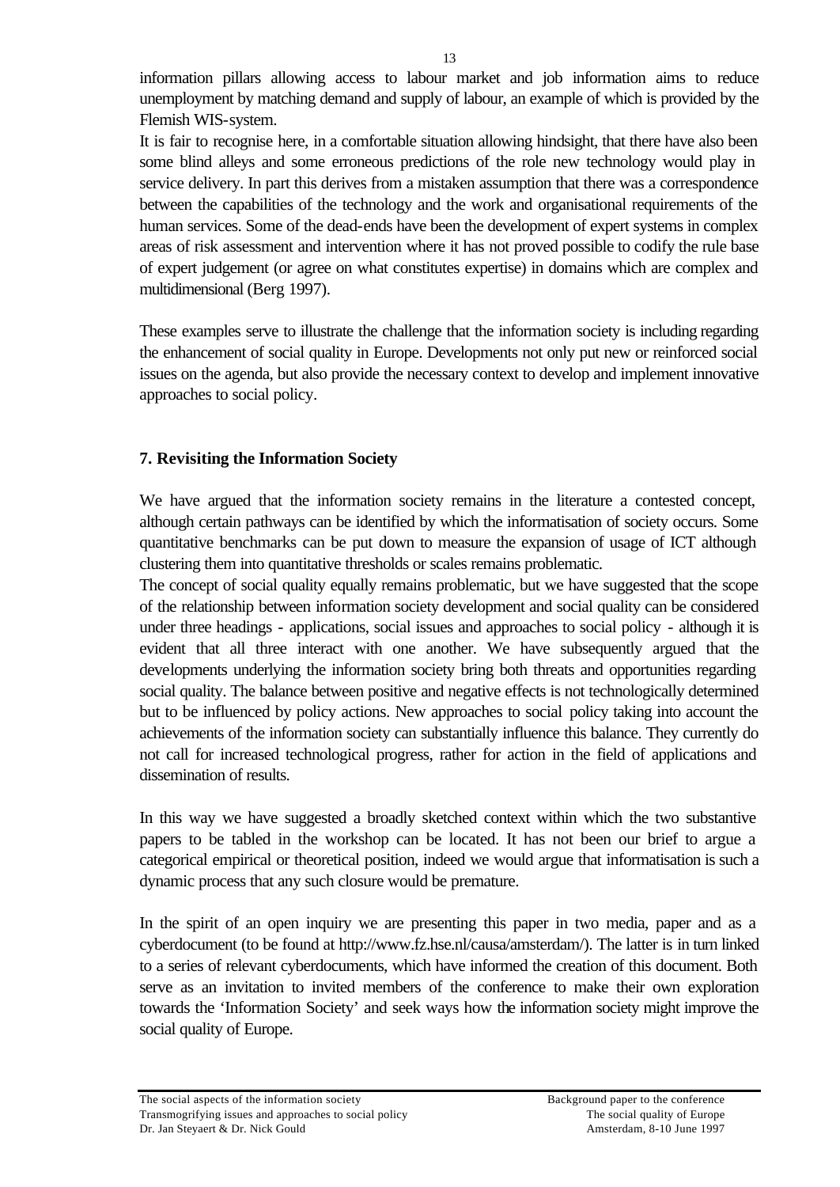information pillars allowing access to labour market and job information aims to reduce unemployment by matching demand and supply of labour, an example of which is provided by the Flemish WIS-system.

It is fair to recognise here, in a comfortable situation allowing hindsight, that there have also been some blind alleys and some erroneous predictions of the role new technology would play in service delivery. In part this derives from a mistaken assumption that there was a correspondence between the capabilities of the technology and the work and organisational requirements of the human services. Some of the dead-ends have been the development of expert systems in complex areas of risk assessment and intervention where it has not proved possible to codify the rule base of expert judgement (or agree on what constitutes expertise) in domains which are complex and multidimensional (Berg 1997).

These examples serve to illustrate the challenge that the information society is including regarding the enhancement of social quality in Europe. Developments not only put new or reinforced social issues on the agenda, but also provide the necessary context to develop and implement innovative approaches to social policy.

## 7. Revisiting the Information Society

We have argued that the information society remains in the literature a contested concept, although certain pathways can be identified by which the informatisation of society occurs. Some quantitative benchmarks can be put down to measure the expansion of usage of ICT although clustering them into quantitative thresholds or scales remains problematic.

The concept of social quality equally remains problematic, but we have suggested that the scope of the relationship between information society development and social quality can be considered under three headings - applications, social issues and approaches to social policy - although it is evident that all three interact with one another. We have subsequently argued that the developments underlying the information society bring both threats and opportunities regarding social quality. The balance between positive and negative effects is not technologically determined but to be influenced by policy actions. New approaches to social policy taking into account the achievements of the information society can substantially influence this balance. They currently do not call for increased technological progress, rather for action in the field of applications and dissemination of results.

In this way we have suggested a broadly sketched context within which the two substantive papers to be tabled in the workshop can be located. It has not been our brief to argue a categorical empirical or theoretical position, indeed we would argue that informatisation is such a dynamic process that any such closure would be premature.

In the spirit of an open inquiry we are presenting this paper in two media, paper and as a cyberdocument (to be found at http://www.fz.hse.nl/causa/amsterdam/). The latter is in turn linked to a series of relevant cyberdocuments, which have informed the creation of this document. Both serve as an invitation to invited members of the conference to make their own exploration towards the 'Information Society' and seek ways how the information society might improve the social quality of Europe.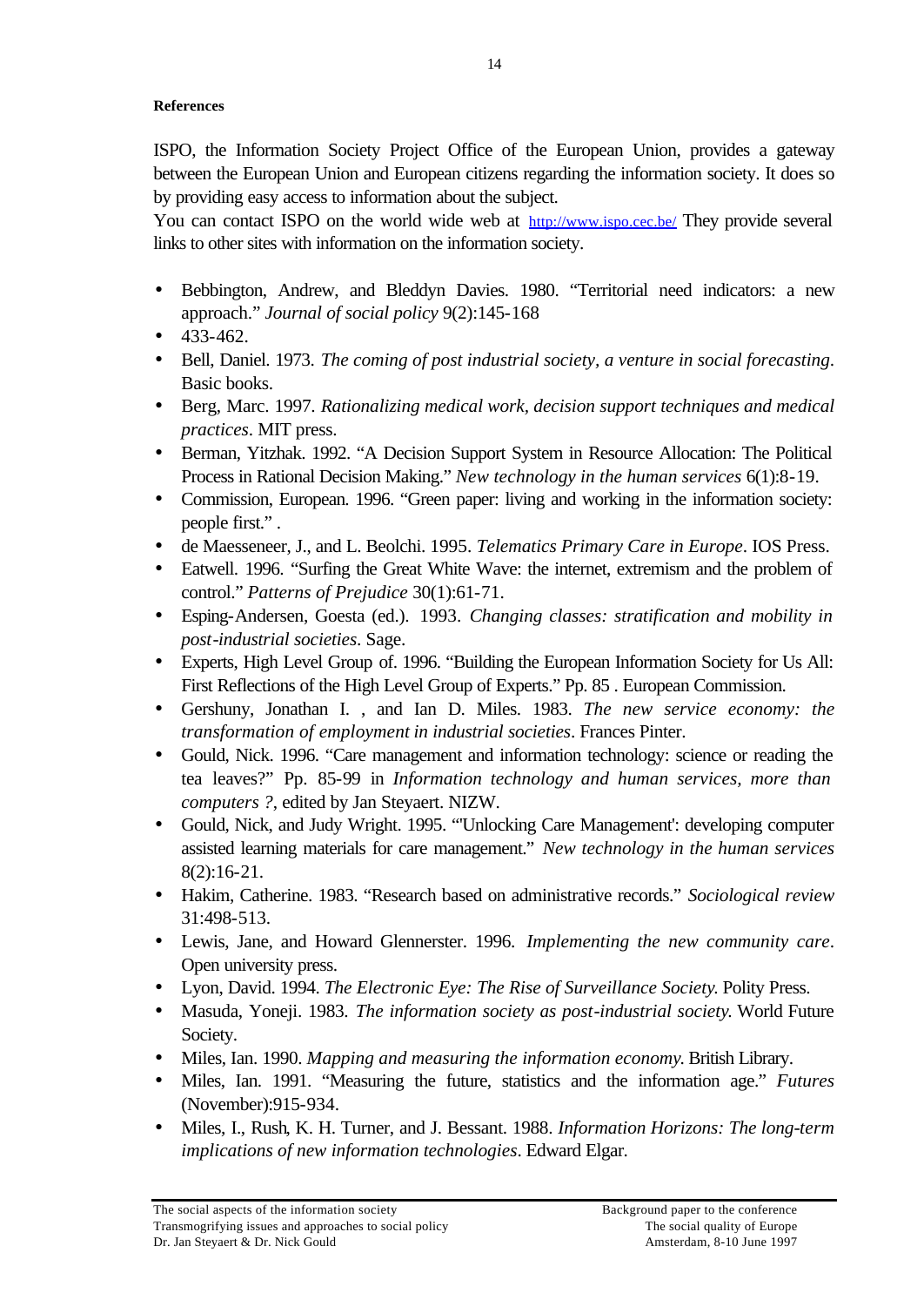**References**

ISPO, the Information Society Project Office of the European Union, provides a gateway between the European Union and European citizens regarding the information society. It does so by providing easy access to information about the subject.
You can contact ISPO on the world wide web at http://www.ispo.cec.be/ They provide several links to other sites with information on the information society.

- Bebbington, Andrew, and Bleddyn Davies. 1980. "Territorial need indicators: a new approach." *Journal of social policy* 9(2):145-168
- 433-462.
- Bell, Daniel. 1973. *The coming of post industrial society, a venture in social forecasting*. Basic books.
- Berg, Marc. 1997. *Rationalizing medical work, decision support techniques and medical practices*. MIT press.
- Berman, Yitzhak. 1992. "A Decision Support System in Resource Allocation: The Political Process in Rational Decision Making." *New technology in the human services* 6(1):8-19.
- Commission, European. 1996. "Green paper: living and working in the information society: people first." .
- de Maesseneer, J., and L. Beolchi. 1995. *Telematics Primary Care in Europe*. IOS Press.
- Eatwell. 1996. "Surfing the Great White Wave: the internet, extremism and the problem of control." *Patterns of Prejudice* 30(1):61-71.
- Esping-Andersen, Goesta (ed.). 1993. *Changing classes: stratification and mobility in post-industrial societies*. Sage.
- Experts, High Level Group of. 1996. "Building the European Information Society for Us All: First Reflections of the High Level Group of Experts." Pp. 85 . European Commission.
- Gershuny, Jonathan I. , and Ian D. Miles. 1983. *The new service economy: the transformation of employment in industrial societies*. Frances Pinter.
- Gould, Nick. 1996. "Care management and information technology: science or reading the tea leaves?" Pp. 85-99 in *Information technology and human services, more than computers ?*, edited by Jan Steyaert. NIZW.
- Gould, Nick, and Judy Wright. 1995. "'Unlocking Care Management': developing computer assisted learning materials for care management." *New technology in the human services* 8(2):16-21.
- Hakim, Catherine. 1983. "Research based on administrative records." *Sociological review* 31:498-513.
- Lewis, Jane, and Howard Glennerster. 1996. *Implementing the new community care*. Open university press.
- Lyon, David. 1994. *The Electronic Eye: The Rise of Surveillance Society.* Polity Press.
- Masuda, Yoneji. 1983. *The information society as post-industrial society.* World Future Society.
- Miles, Ian. 1990. *Mapping and measuring the information economy.* British Library.
- Miles, Ian. 1991. "Measuring the future, statistics and the information age." *Futures* (November):915-934.
- Miles, I., Rush, K. H. Turner, and J. Bessant. 1988. *Information Horizons: The long-term implications of new information technologies*. Edward Elgar.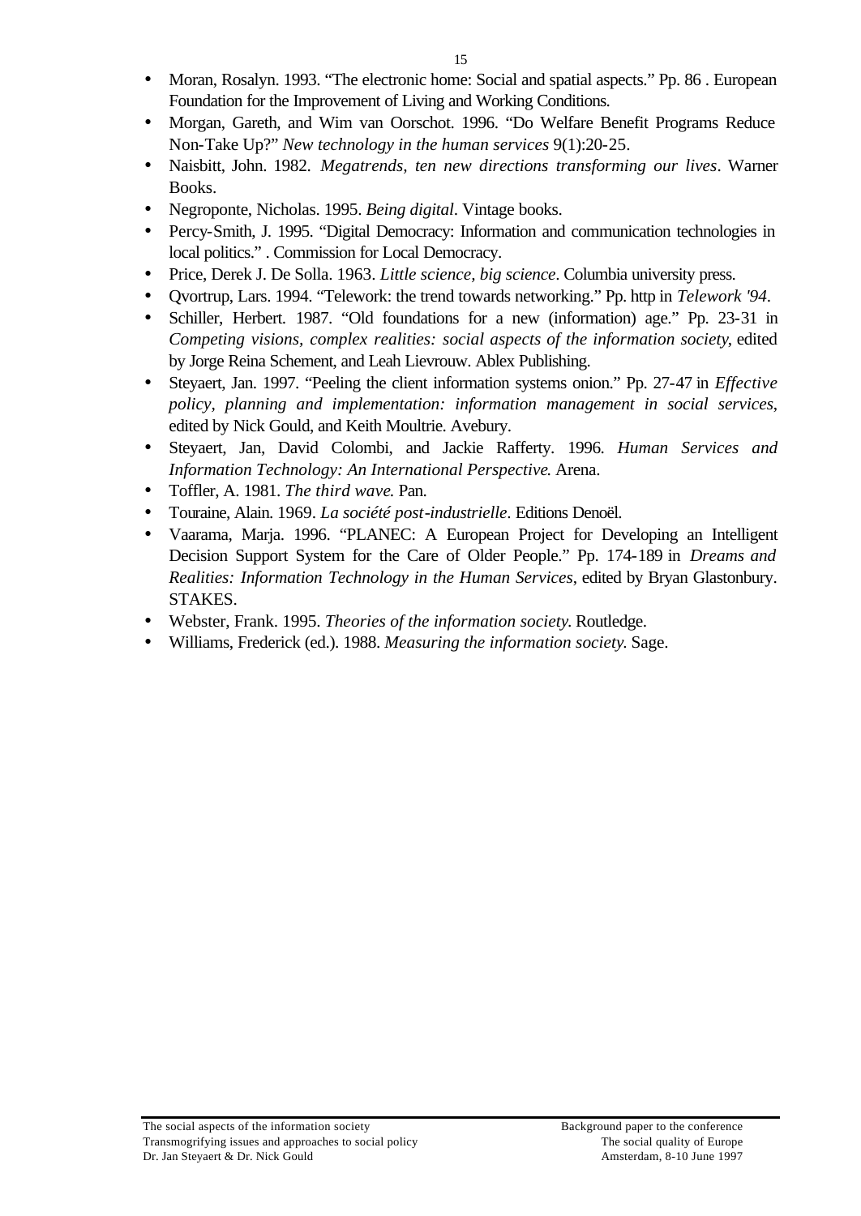- Moran, Rosalyn. 1993. "The electronic home: Social and spatial aspects." Pp. 86 . European Foundation for the Improvement of Living and Working Conditions.
- Morgan, Gareth, and Wim van Oorschot. 1996. "Do Welfare Benefit Programs Reduce Non-Take Up?" *New technology in the human services* 9(1):20-25.
- Naisbitt, John. 1982. *Megatrends, ten new directions transforming our lives*. Warner Books.
- Negroponte, Nicholas. 1995. *Being digital*. Vintage books.
- Percy-Smith, J. 1995. "Digital Democracy: Information and communication technologies in local politics." . Commission for Local Democracy.
- Price, Derek J. De Solla. 1963. *Little science, big science*. Columbia university press.
- Qvortrup, Lars. 1994. "Telework: the trend towards networking." Pp. http in *Telework '94*.
- Schiller, Herbert. 1987. "Old foundations for a new (information) age." Pp. 23-31 in *Competing visions, complex realities: social aspects of the information society*, edited by Jorge Reina Schement, and Leah Lievrouw. Ablex Publishing.
- Steyaert, Jan. 1997. "Peeling the client information systems onion." Pp. 27-47 in *Effective policy, planning and implementation: information management in social services*, edited by Nick Gould, and Keith Moultrie. Avebury.
- Steyaert, Jan, David Colombi, and Jackie Rafferty. 1996. *Human Services and Information Technology: An International Perspective*. Arena.
- Toffler, A. 1981. *The third wave*. Pan.
- Touraine, Alain. 1969. *La société post-industrielle*. Editions Denoël.
- Vaarama, Marja. 1996. "PLANEC: A European Project for Developing an Intelligent Decision Support System for the Care of Older People." Pp. 174-189 in *Dreams and Realities: Information Technology in the Human Services*, edited by Bryan Glastonbury. STAKES.
- Webster, Frank. 1995. *Theories of the information society*. Routledge.
- Williams, Frederick (ed.). 1988. *Measuring the information society*. Sage.